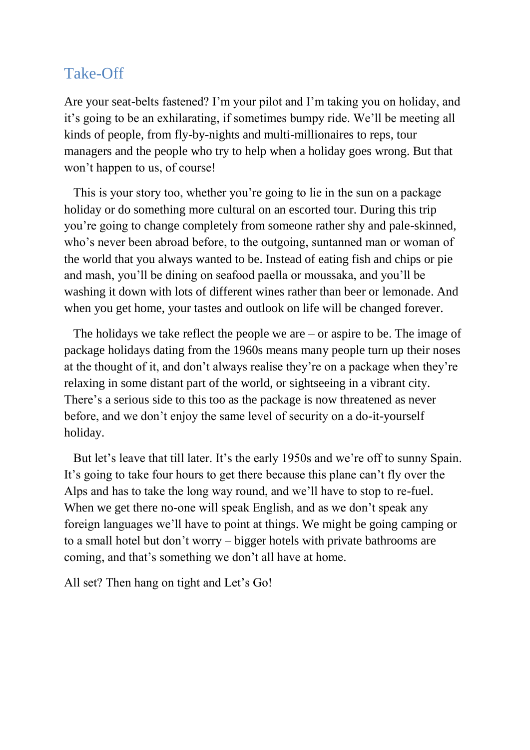## Take-Off

Are your seat-belts fastened? I'm your pilot and I'm taking you on holiday, and it's going to be an exhilarating, if sometimes bumpy ride. We'll be meeting all kinds of people, from fly-by-nights and multi-millionaires to reps, tour managers and the people who try to help when a holiday goes wrong. But that won't happen to us, of course!

This is your story too, whether you're going to lie in the sun on a package holiday or do something more cultural on an escorted tour. During this trip you're going to change completely from someone rather shy and pale-skinned, who's never been abroad before, to the outgoing, suntanned man or woman of the world that you always wanted to be. Instead of eating fish and chips or pie and mash, you'll be dining on seafood paella or moussaka, and you'll be washing it down with lots of different wines rather than beer or lemonade. And when you get home, your tastes and outlook on life will be changed forever.

The holidays we take reflect the people we are – or aspire to be. The image of package holidays dating from the 1960s means many people turn up their noses at the thought of it, and don't always realise they're on a package when they're relaxing in some distant part of the world, or sightseeing in a vibrant city. There's a serious side to this too as the package is now threatened as never before, and we don't enjoy the same level of security on a do-it-yourself holiday.

But let's leave that till later. It's the early 1950s and we're off to sunny Spain. It's going to take four hours to get there because this plane can't fly over the Alps and has to take the long way round, and we'll have to stop to re-fuel. When we get there no-one will speak English, and as we don't speak any foreign languages we'll have to point at things. We might be going camping or to a small hotel but don't worry – bigger hotels with private bathrooms are coming, and that's something we don't all have at home.

All set? Then hang on tight and Let's Go!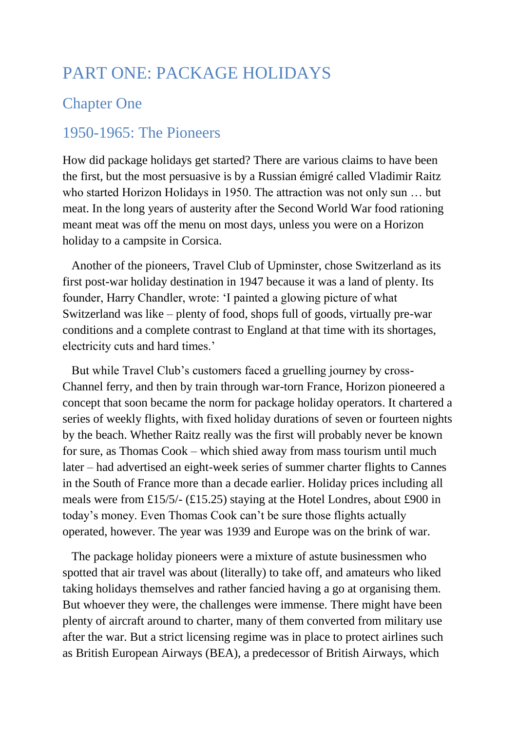# PART ONE: PACKAGE HOLIDAYS

## Chapter One

## 1950-1965: The Pioneers

How did package holidays get started? There are various claims to have been the first, but the most persuasive is by a Russian émigré called Vladimir Raitz who started Horizon Holidays in 1950. The attraction was not only sun … but meat. In the long years of austerity after the Second World War food rationing meant meat was off the menu on most days, unless you were on a Horizon holiday to a campsite in Corsica.

Another of the pioneers, Travel Club of Upminster, chose Switzerland as its first post-war holiday destination in 1947 because it was a land of plenty. Its founder, Harry Chandler, wrote: 'I painted a glowing picture of what Switzerland was like – plenty of food, shops full of goods, virtually pre-war conditions and a complete contrast to England at that time with its shortages, electricity cuts and hard times.'

But while Travel Club's customers faced a gruelling journey by cross-Channel ferry, and then by train through war-torn France, Horizon pioneered a concept that soon became the norm for package holiday operators. It chartered a series of weekly flights, with fixed holiday durations of seven or fourteen nights by the beach. Whether Raitz really was the first will probably never be known for sure, as Thomas Cook – which shied away from mass tourism until much later – had advertised an eight-week series of summer charter flights to Cannes in the South of France more than a decade earlier. Holiday prices including all meals were from £15/5/- (£15.25) staying at the Hotel Londres, about £900 in today's money. Even Thomas Cook can't be sure those flights actually operated, however. The year was 1939 and Europe was on the brink of war.

The package holiday pioneers were a mixture of astute businessmen who spotted that air travel was about (literally) to take off, and amateurs who liked taking holidays themselves and rather fancied having a go at organising them. But whoever they were, the challenges were immense. There might have been plenty of aircraft around to charter, many of them converted from military use after the war. But a strict licensing regime was in place to protect airlines such as British European Airways (BEA), a predecessor of British Airways, which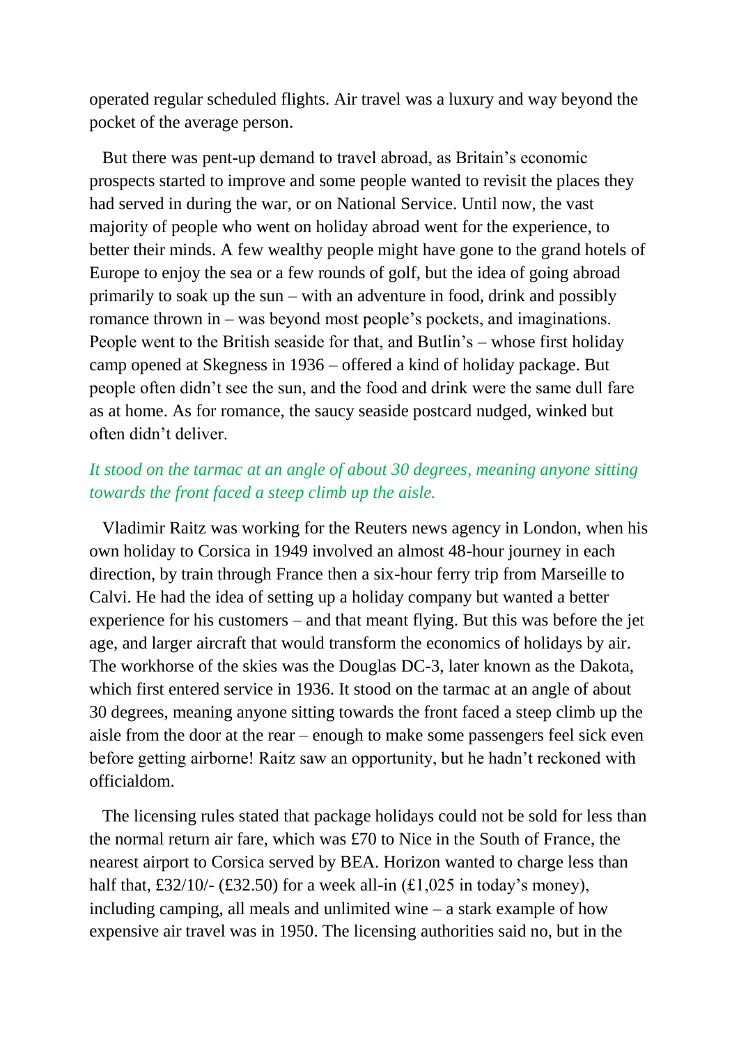operated regular scheduled flights. Air travel was a luxury and way beyond the pocket of the average person.

But there was pent-up demand to travel abroad, as Britain's economic prospects started to improve and some people wanted to revisit the places they had served in during the war, or on National Service. Until now, the vast majority of people who went on holiday abroad went for the experience, to better their minds. A few wealthy people might have gone to the grand hotels of Europe to enjoy the sea or a few rounds of golf, but the idea of going abroad primarily to soak up the sun – with an adventure in food, drink and possibly romance thrown in – was beyond most people's pockets, and imaginations. People went to the British seaside for that, and Butlin's – whose first holiday camp opened at Skegness in 1936 – offered a kind of holiday package. But people often didn't see the sun, and the food and drink were the same dull fare as at home. As for romance, the saucy seaside postcard nudged, winked but often didn't deliver.

*It stood on the tarmac at an angle of about 30 degrees, meaning anyone sitting towards the front faced a steep climb up the aisle.*

Vladimir Raitz was working for the Reuters news agency in London, when his own holiday to Corsica in 1949 involved an almost 48-hour journey in each direction, by train through France then a six-hour ferry trip from Marseille to Calvi. He had the idea of setting up a holiday company but wanted a better experience for his customers – and that meant flying. But this was before the jet age, and larger aircraft that would transform the economics of holidays by air. The workhorse of the skies was the Douglas DC-3, later known as the Dakota, which first entered service in 1936. It stood on the tarmac at an angle of about 30 degrees, meaning anyone sitting towards the front faced a steep climb up the aisle from the door at the rear – enough to make some passengers feel sick even before getting airborne! Raitz saw an opportunity, but he hadn't reckoned with officialdom.

The licensing rules stated that package holidays could not be sold for less than the normal return air fare, which was £70 to Nice in the South of France, the nearest airport to Corsica served by BEA. Horizon wanted to charge less than half that, £32/10/- (£32.50) for a week all-in (£1,025 in today's money), including camping, all meals and unlimited wine – a stark example of how expensive air travel was in 1950. The licensing authorities said no, but in the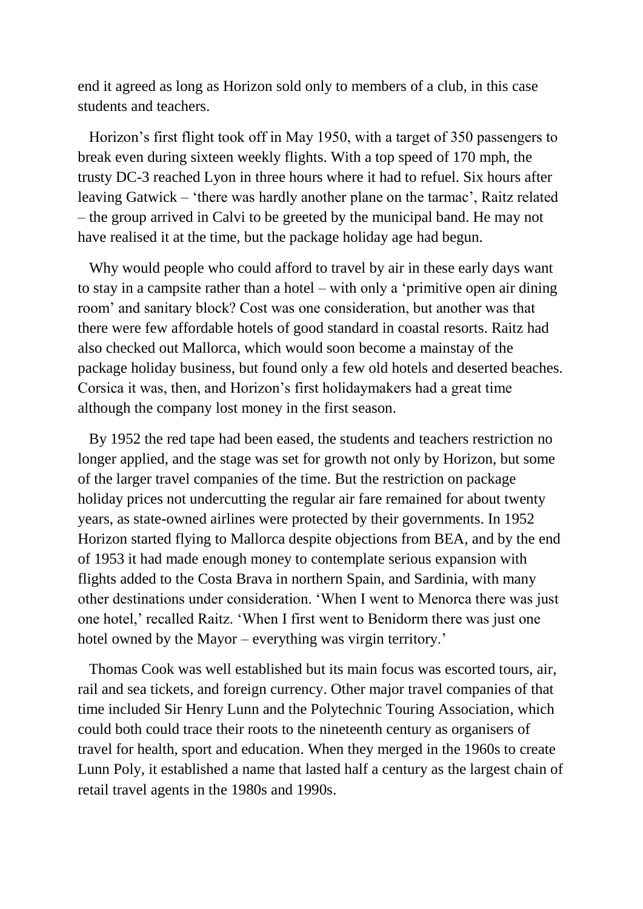end it agreed as long as Horizon sold only to members of a club, in this case students and teachers.

Horizon's first flight took off in May 1950, with a target of 350 passengers to break even during sixteen weekly flights. With a top speed of 170 mph, the trusty DC-3 reached Lyon in three hours where it had to refuel. Six hours after leaving Gatwick – 'there was hardly another plane on the tarmac', Raitz related – the group arrived in Calvi to be greeted by the municipal band. He may not have realised it at the time, but the package holiday age had begun.

Why would people who could afford to travel by air in these early days want to stay in a campsite rather than a hotel – with only a 'primitive open air dining room' and sanitary block? Cost was one consideration, but another was that there were few affordable hotels of good standard in coastal resorts. Raitz had also checked out Mallorca, which would soon become a mainstay of the package holiday business, but found only a few old hotels and deserted beaches. Corsica it was, then, and Horizon's first holidaymakers had a great time although the company lost money in the first season.

By 1952 the red tape had been eased, the students and teachers restriction no longer applied, and the stage was set for growth not only by Horizon, but some of the larger travel companies of the time. But the restriction on package holiday prices not undercutting the regular air fare remained for about twenty years, as state-owned airlines were protected by their governments. In 1952 Horizon started flying to Mallorca despite objections from BEA, and by the end of 1953 it had made enough money to contemplate serious expansion with flights added to the Costa Brava in northern Spain, and Sardinia, with many other destinations under consideration. 'When I went to Menorca there was just one hotel,' recalled Raitz. 'When I first went to Benidorm there was just one hotel owned by the Mayor – everything was virgin territory.'

Thomas Cook was well established but its main focus was escorted tours, air, rail and sea tickets, and foreign currency. Other major travel companies of that time included Sir Henry Lunn and the Polytechnic Touring Association, which could both could trace their roots to the nineteenth century as organisers of travel for health, sport and education. When they merged in the 1960s to create Lunn Poly, it established a name that lasted half a century as the largest chain of retail travel agents in the 1980s and 1990s.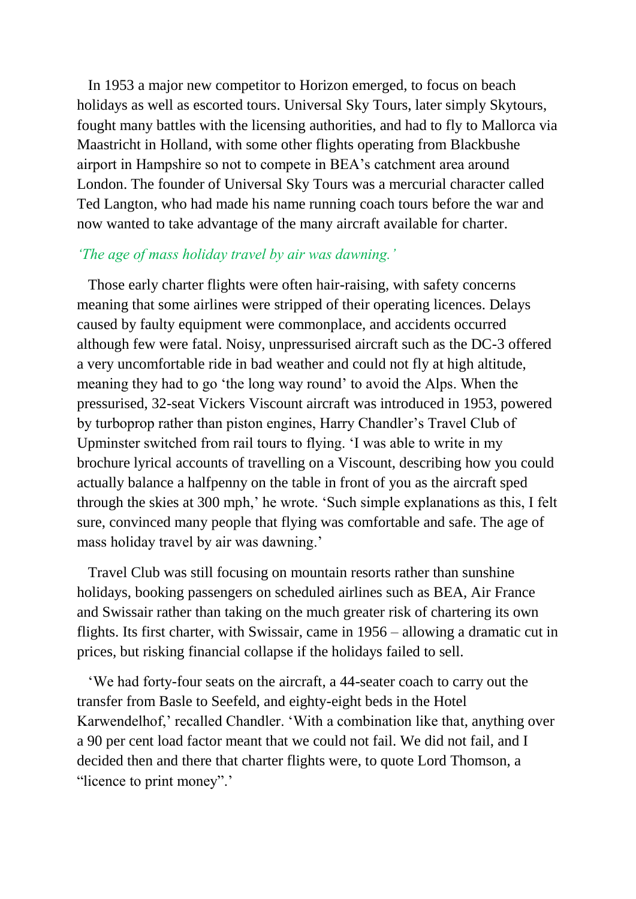In 1953 a major new competitor to Horizon emerged, to focus on beach holidays as well as escorted tours. Universal Sky Tours, later simply Skytours, fought many battles with the licensing authorities, and had to fly to Mallorca via Maastricht in Holland, with some other flights operating from Blackbushe airport in Hampshire so not to compete in BEA's catchment area around London. The founder of Universal Sky Tours was a mercurial character called Ted Langton, who had made his name running coach tours before the war and now wanted to take advantage of the many aircraft available for charter.

*'The age of mass holiday travel by air was dawning.'*

Those early charter flights were often hair-raising, with safety concerns meaning that some airlines were stripped of their operating licences. Delays caused by faulty equipment were commonplace, and accidents occurred although few were fatal. Noisy, unpressurised aircraft such as the DC-3 offered a very uncomfortable ride in bad weather and could not fly at high altitude, meaning they had to go 'the long way round' to avoid the Alps. When the pressurised, 32-seat Vickers Viscount aircraft was introduced in 1953, powered by turboprop rather than piston engines, Harry Chandler's Travel Club of Upminster switched from rail tours to flying. 'I was able to write in my brochure lyrical accounts of travelling on a Viscount, describing how you could actually balance a halfpenny on the table in front of you as the aircraft sped through the skies at 300 mph,' he wrote. 'Such simple explanations as this, I felt sure, convinced many people that flying was comfortable and safe. The age of mass holiday travel by air was dawning.'

Travel Club was still focusing on mountain resorts rather than sunshine holidays, booking passengers on scheduled airlines such as BEA, Air France and Swissair rather than taking on the much greater risk of chartering its own flights. Its first charter, with Swissair, came in 1956 – allowing a dramatic cut in prices, but risking financial collapse if the holidays failed to sell.

'We had forty-four seats on the aircraft, a 44-seater coach to carry out the transfer from Basle to Seefeld, and eighty-eight beds in the Hotel Karwendelhof,' recalled Chandler. 'With a combination like that, anything over a 90 per cent load factor meant that we could not fail. We did not fail, and I decided then and there that charter flights were, to quote Lord Thomson, a "licence to print money".'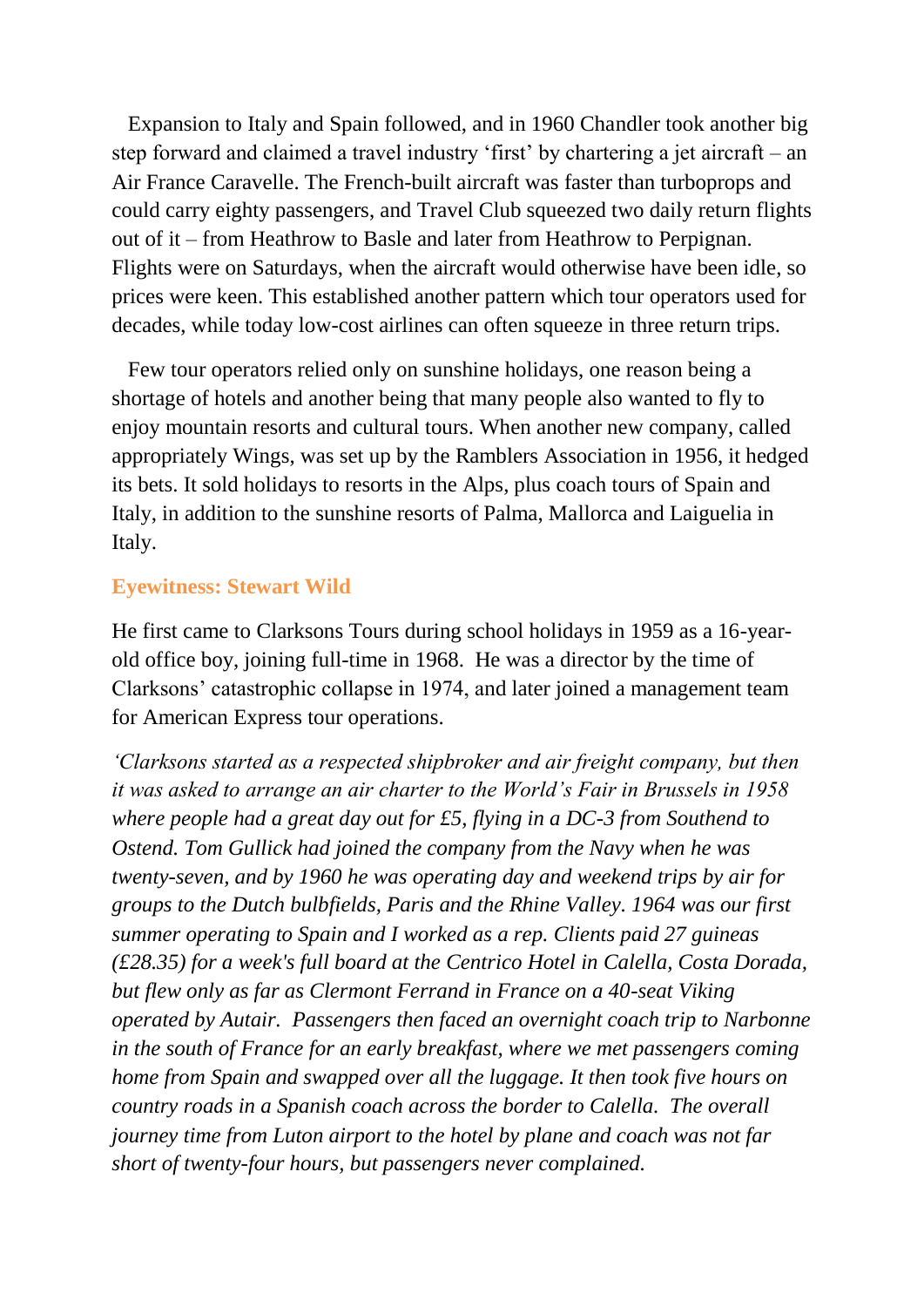Expansion to Italy and Spain followed, and in 1960 Chandler took another big step forward and claimed a travel industry 'first' by chartering a jet aircraft – an Air France Caravelle. The French-built aircraft was faster than turboprops and could carry eighty passengers, and Travel Club squeezed two daily return flights out of it – from Heathrow to Basle and later from Heathrow to Perpignan. Flights were on Saturdays, when the aircraft would otherwise have been idle, so prices were keen. This established another pattern which tour operators used for decades, while today low-cost airlines can often squeeze in three return trips.

Few tour operators relied only on sunshine holidays, one reason being a shortage of hotels and another being that many people also wanted to fly to enjoy mountain resorts and cultural tours. When another new company, called appropriately Wings, was set up by the Ramblers Association in 1956, it hedged its bets. It sold holidays to resorts in the Alps, plus coach tours of Spain and Italy, in addition to the sunshine resorts of Palma, Mallorca and Laiguelia in Italy.

### Eyewitness: Stewart Wild

He first came to Clarksons Tours during school holidays in 1959 as a 16-year-old office boy, joining full-time in 1968. He was a director by the time of Clarksons' catastrophic collapse in 1974, and later joined a management team for American Express tour operations.

*'Clarksons started as a respected shipbroker and air freight company, but then it was asked to arrange an air charter to the World's Fair in Brussels in 1958 where people had a great day out for £5, flying in a DC-3 from Southend to Ostend. Tom Gullick had joined the company from the Navy when he was twenty-seven, and by 1960 he was operating day and weekend trips by air for groups to the Dutch bulbfields, Paris and the Rhine Valley. 1964 was our first summer operating to Spain and I worked as a rep. Clients paid 27 guineas (£28.35) for a week's full board at the Centrico Hotel in Calella, Costa Dorada, but flew only as far as Clermont Ferrand in France on a 40-seat Viking operated by Autair. Passengers then faced an overnight coach trip to Narbonne in the south of France for an early breakfast, where we met passengers coming home from Spain and swapped over all the luggage. It then took five hours on country roads in a Spanish coach across the border to Calella. The overall journey time from Luton airport to the hotel by plane and coach was not far short of twenty-four hours, but passengers never complained.*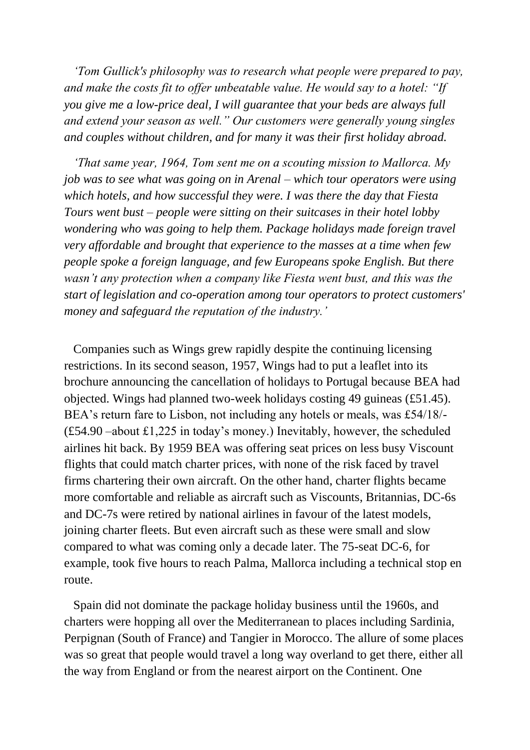*'Tom Gullick's philosophy was to research what people were prepared to pay, and make the costs fit to offer unbeatable value. He would say to a hotel: "If you give me a low-price deal, I will guarantee that your beds are always full and extend your season as well." Our customers were generally young singles and couples without children, and for many it was their first holiday abroad.*

*'That same year, 1964, Tom sent me on a scouting mission to Mallorca. My job was to see what was going on in Arenal – which tour operators were using which hotels, and how successful they were. I was there the day that Fiesta Tours went bust – people were sitting on their suitcases in their hotel lobby wondering who was going to help them. Package holidays made foreign travel very affordable and brought that experience to the masses at a time when few people spoke a foreign language, and few Europeans spoke English. But there wasn't any protection when a company like Fiesta went bust, and this was the start of legislation and co-operation among tour operators to protect customers' money and safeguard the reputation of the industry.'*

Companies such as Wings grew rapidly despite the continuing licensing restrictions. In its second season, 1957, Wings had to put a leaflet into its brochure announcing the cancellation of holidays to Portugal because BEA had objected. Wings had planned two-week holidays costing 49 guineas (£51.45). BEA's return fare to Lisbon, not including any hotels or meals, was £54/18/- (£54.90 –about £1,225 in today's money.) Inevitably, however, the scheduled airlines hit back. By 1959 BEA was offering seat prices on less busy Viscount flights that could match charter prices, with none of the risk faced by travel firms chartering their own aircraft. On the other hand, charter flights became more comfortable and reliable as aircraft such as Viscounts, Britannias, DC-6s and DC-7s were retired by national airlines in favour of the latest models, joining charter fleets. But even aircraft such as these were small and slow compared to what was coming only a decade later. The 75-seat DC-6, for example, took five hours to reach Palma, Mallorca including a technical stop en route.

Spain did not dominate the package holiday business until the 1960s, and charters were hopping all over the Mediterranean to places including Sardinia, Perpignan (South of France) and Tangier in Morocco. The allure of some places was so great that people would travel a long way overland to get there, either all the way from England or from the nearest airport on the Continent. One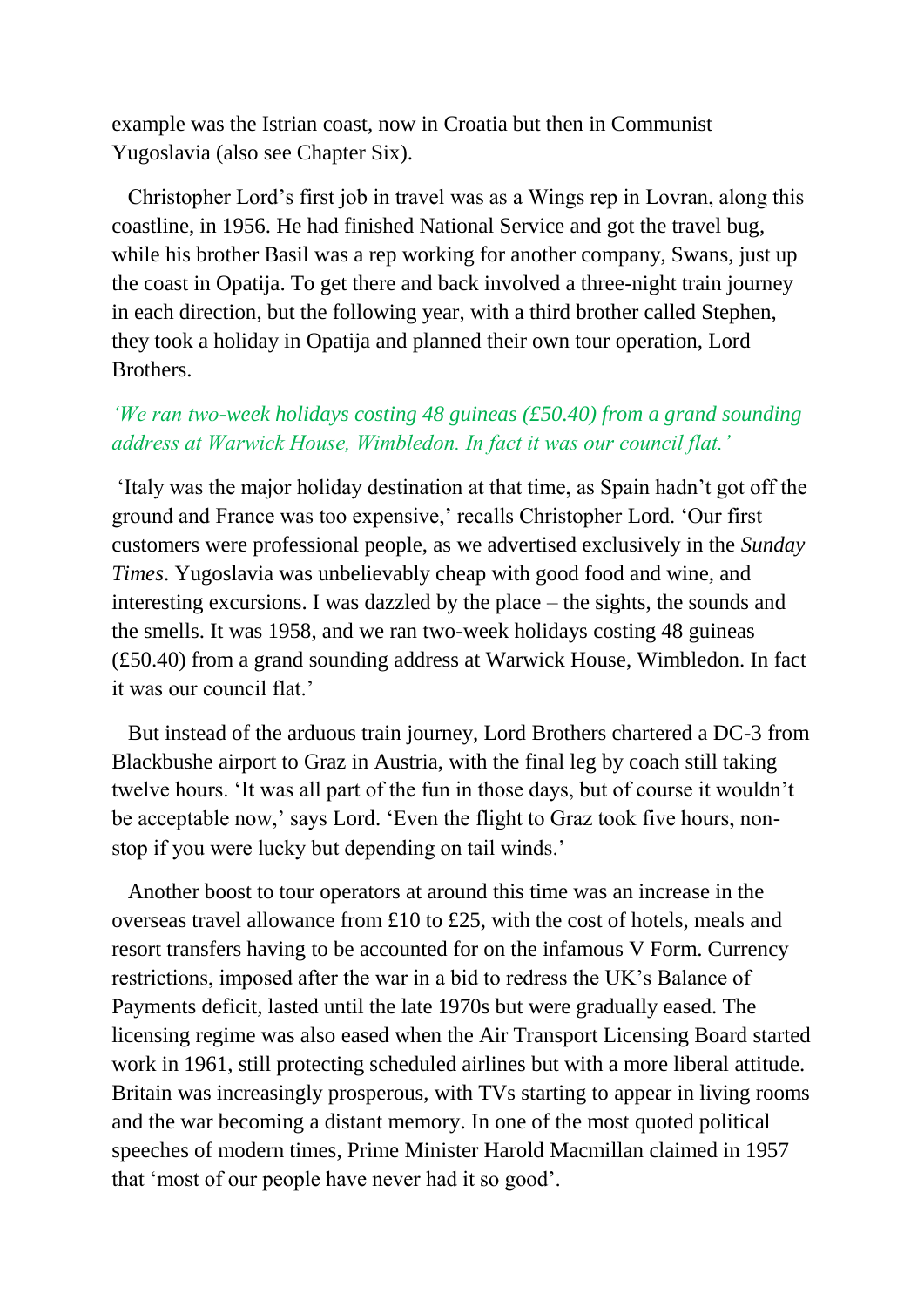example was the Istrian coast, now in Croatia but then in Communist Yugoslavia (also see Chapter Six).

Christopher Lord's first job in travel was as a Wings rep in Lovran, along this coastline, in 1956. He had finished National Service and got the travel bug, while his brother Basil was a rep working for another company, Swans, just up the coast in Opatija. To get there and back involved a three-night train journey in each direction, but the following year, with a third brother called Stephen, they took a holiday in Opatija and planned their own tour operation, Lord Brothers.

*'We ran two-week holidays costing 48 guineas (£50.40) from a grand sounding address at Warwick House, Wimbledon. In fact it was our council flat.'*

'Italy was the major holiday destination at that time, as Spain hadn't got off the ground and France was too expensive,' recalls Christopher Lord. 'Our first customers were professional people, as we advertised exclusively in the *Sunday Times*. Yugoslavia was unbelievably cheap with good food and wine, and interesting excursions. I was dazzled by the place – the sights, the sounds and the smells. It was 1958, and we ran two-week holidays costing 48 guineas (£50.40) from a grand sounding address at Warwick House, Wimbledon. In fact it was our council flat.'

But instead of the arduous train journey, Lord Brothers chartered a DC-3 from Blackbushe airport to Graz in Austria, with the final leg by coach still taking twelve hours. 'It was all part of the fun in those days, but of course it wouldn't be acceptable now,' says Lord. 'Even the flight to Graz took five hours, non-stop if you were lucky but depending on tail winds.'

Another boost to tour operators at around this time was an increase in the overseas travel allowance from £10 to £25, with the cost of hotels, meals and resort transfers having to be accounted for on the infamous V Form. Currency restrictions, imposed after the war in a bid to redress the UK's Balance of Payments deficit, lasted until the late 1970s but were gradually eased. The licensing regime was also eased when the Air Transport Licensing Board started work in 1961, still protecting scheduled airlines but with a more liberal attitude. Britain was increasingly prosperous, with TVs starting to appear in living rooms and the war becoming a distant memory. In one of the most quoted political speeches of modern times, Prime Minister Harold Macmillan claimed in 1957 that 'most of our people have never had it so good'.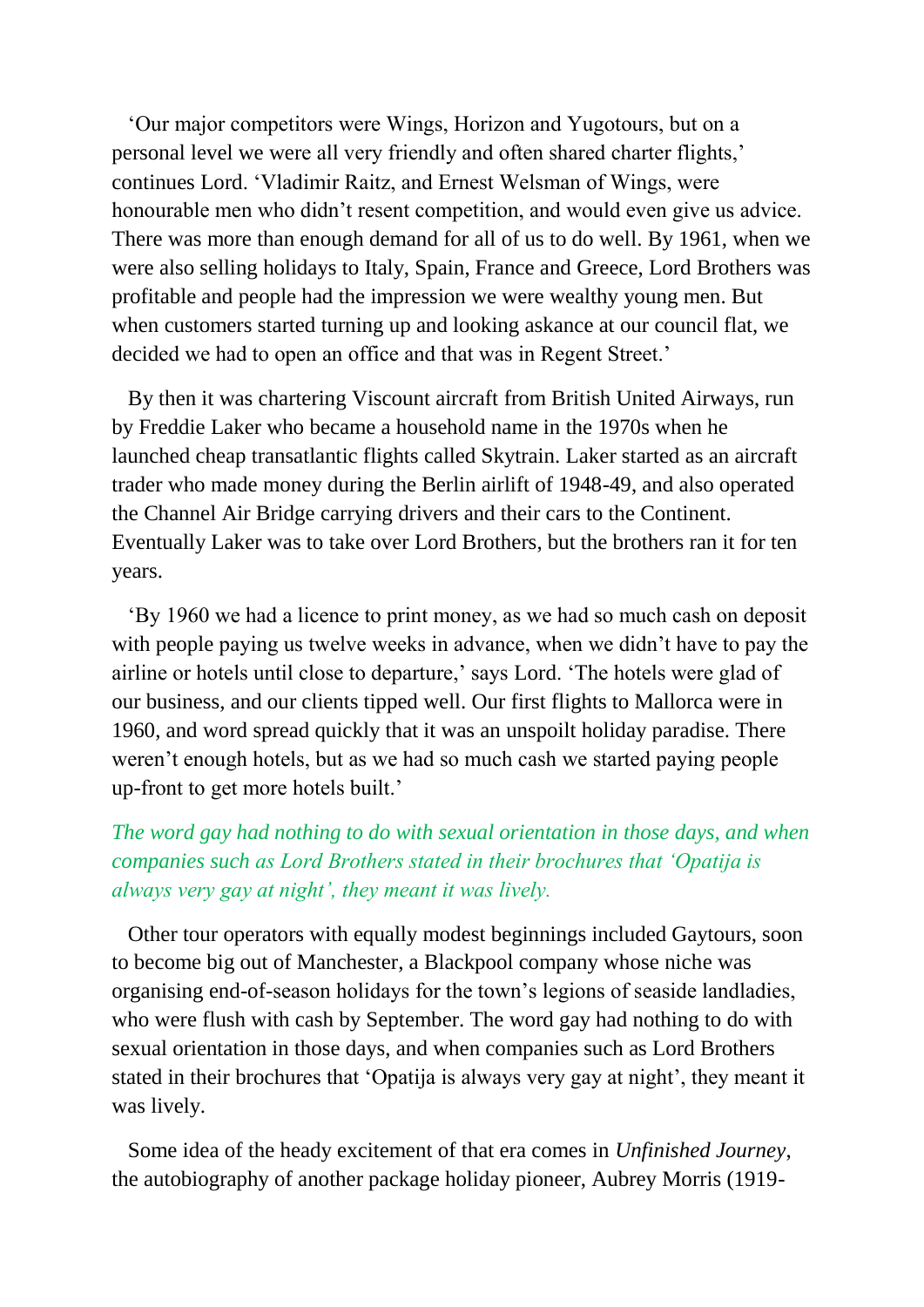'Our major competitors were Wings, Horizon and Yugotours, but on a personal level we were all very friendly and often shared charter flights,' continues Lord. 'Vladimir Raitz, and Ernest Welsman of Wings, were honourable men who didn't resent competition, and would even give us advice. There was more than enough demand for all of us to do well. By 1961, when we were also selling holidays to Italy, Spain, France and Greece, Lord Brothers was profitable and people had the impression we were wealthy young men. But when customers started turning up and looking askance at our council flat, we decided we had to open an office and that was in Regent Street.'

By then it was chartering Viscount aircraft from British United Airways, run by Freddie Laker who became a household name in the 1970s when he launched cheap transatlantic flights called Skytrain. Laker started as an aircraft trader who made money during the Berlin airlift of 1948-49, and also operated the Channel Air Bridge carrying drivers and their cars to the Continent. Eventually Laker was to take over Lord Brothers, but the brothers ran it for ten years.

'By 1960 we had a licence to print money, as we had so much cash on deposit with people paying us twelve weeks in advance, when we didn't have to pay the airline or hotels until close to departure,' says Lord. 'The hotels were glad of our business, and our clients tipped well. Our first flights to Mallorca were in 1960, and word spread quickly that it was an unspoilt holiday paradise. There weren't enough hotels, but as we had so much cash we started paying people up-front to get more hotels built.'

*The word gay had nothing to do with sexual orientation in those days, and when companies such as Lord Brothers stated in their brochures that 'Opatija is always very gay at night', they meant it was lively.*

Other tour operators with equally modest beginnings included Gaytours, soon to become big out of Manchester, a Blackpool company whose niche was organising end-of-season holidays for the town's legions of seaside landladies, who were flush with cash by September. The word gay had nothing to do with sexual orientation in those days, and when companies such as Lord Brothers stated in their brochures that 'Opatija is always very gay at night', they meant it was lively.

Some idea of the heady excitement of that era comes in *Unfinished Journey*, the autobiography of another package holiday pioneer, Aubrey Morris (1919-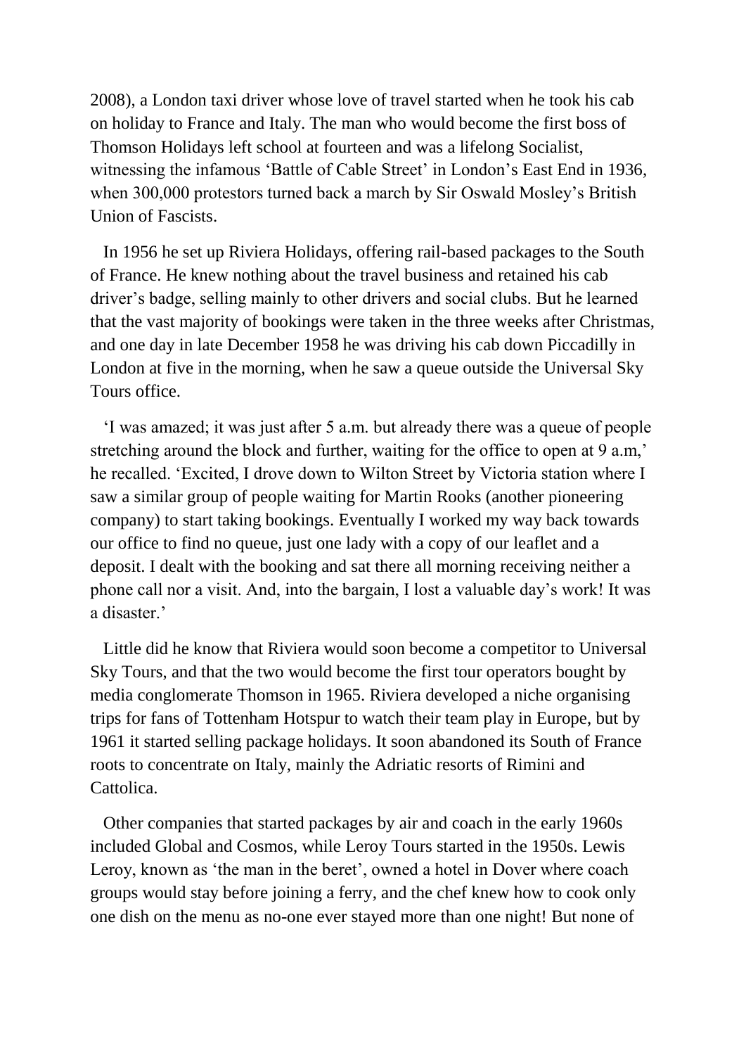2008), a London taxi driver whose love of travel started when he took his cab on holiday to France and Italy. The man who would become the first boss of Thomson Holidays left school at fourteen and was a lifelong Socialist, witnessing the infamous 'Battle of Cable Street' in London's East End in 1936, when 300,000 protestors turned back a march by Sir Oswald Mosley's British Union of Fascists.

In 1956 he set up Riviera Holidays, offering rail-based packages to the South of France. He knew nothing about the travel business and retained his cab driver's badge, selling mainly to other drivers and social clubs. But he learned that the vast majority of bookings were taken in the three weeks after Christmas, and one day in late December 1958 he was driving his cab down Piccadilly in London at five in the morning, when he saw a queue outside the Universal Sky Tours office.

'I was amazed; it was just after 5 a.m. but already there was a queue of people stretching around the block and further, waiting for the office to open at 9 a.m,' he recalled. 'Excited, I drove down to Wilton Street by Victoria station where I saw a similar group of people waiting for Martin Rooks (another pioneering company) to start taking bookings. Eventually I worked my way back towards our office to find no queue, just one lady with a copy of our leaflet and a deposit. I dealt with the booking and sat there all morning receiving neither a phone call nor a visit. And, into the bargain, I lost a valuable day's work! It was a disaster.'

Little did he know that Riviera would soon become a competitor to Universal Sky Tours, and that the two would become the first tour operators bought by media conglomerate Thomson in 1965. Riviera developed a niche organising trips for fans of Tottenham Hotspur to watch their team play in Europe, but by 1961 it started selling package holidays. It soon abandoned its South of France roots to concentrate on Italy, mainly the Adriatic resorts of Rimini and Cattolica.

Other companies that started packages by air and coach in the early 1960s included Global and Cosmos, while Leroy Tours started in the 1950s. Lewis Leroy, known as 'the man in the beret', owned a hotel in Dover where coach groups would stay before joining a ferry, and the chef knew how to cook only one dish on the menu as no-one ever stayed more than one night! But none of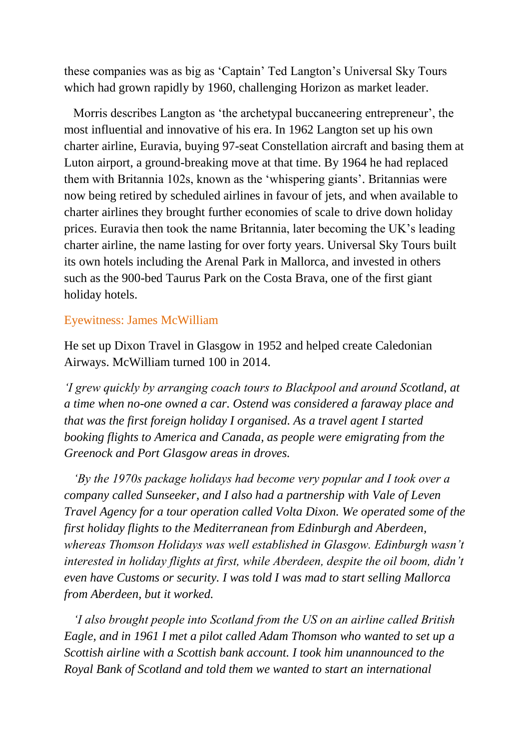these companies was as big as 'Captain' Ted Langton's Universal Sky Tours which had grown rapidly by 1960, challenging Horizon as market leader.

Morris describes Langton as 'the archetypal buccaneering entrepreneur', the most influential and innovative of his era. In 1962 Langton set up his own charter airline, Euravia, buying 97-seat Constellation aircraft and basing them at Luton airport, a ground-breaking move at that time. By 1964 he had replaced them with Britannia 102s, known as the 'whispering giants'. Britannias were now being retired by scheduled airlines in favour of jets, and when available to charter airlines they brought further economies of scale to drive down holiday prices. Euravia then took the name Britannia, later becoming the UK's leading charter airline, the name lasting for over forty years. Universal Sky Tours built its own hotels including the Arenal Park in Mallorca, and invested in others such as the 900-bed Taurus Park on the Costa Brava, one of the first giant holiday hotels.

### Eyewitness: James McWilliam

He set up Dixon Travel in Glasgow in 1952 and helped create Caledonian Airways. McWilliam turned 100 in 2014.

*'I grew quickly by arranging coach tours to Blackpool and around Scotland, at a time when no-one owned a car. Ostend was considered a faraway place and that was the first foreign holiday I organised. As a travel agent I started booking flights to America and Canada, as people were emigrating from the Greenock and Port Glasgow areas in droves.*

*'By the 1970s package holidays had become very popular and I took over a company called Sunseeker, and I also had a partnership with Vale of Leven Travel Agency for a tour operation called Volta Dixon. We operated some of the first holiday flights to the Mediterranean from Edinburgh and Aberdeen, whereas Thomson Holidays was well established in Glasgow. Edinburgh wasn't interested in holiday flights at first, while Aberdeen, despite the oil boom, didn't even have Customs or security. I was told I was mad to start selling Mallorca from Aberdeen, but it worked.*

*'I also brought people into Scotland from the US on an airline called British Eagle, and in 1961 I met a pilot called Adam Thomson who wanted to set up a Scottish airline with a Scottish bank account. I took him unannounced to the Royal Bank of Scotland and told them we wanted to start an international*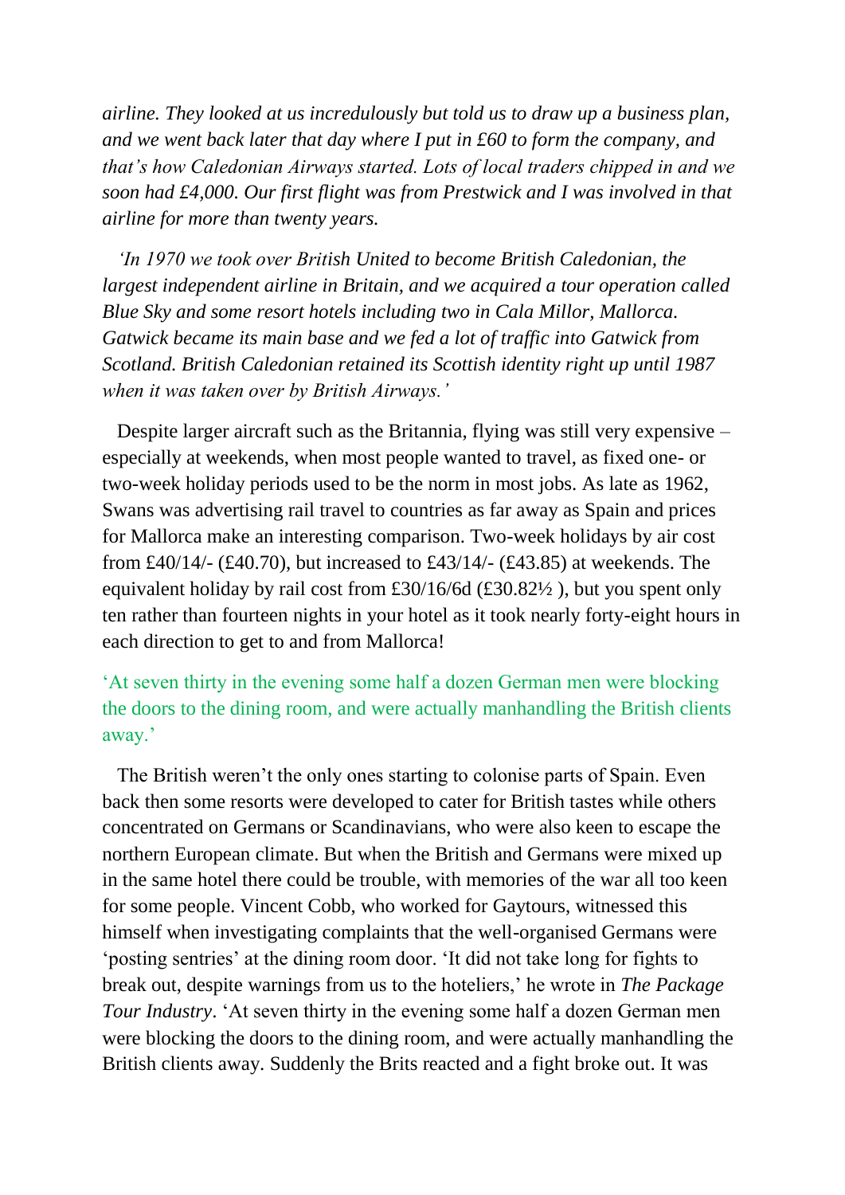*airline. They looked at us incredulously but told us to draw up a business plan, and we went back later that day where I put in £60 to form the company, and that's how Caledonian Airways started. Lots of local traders chipped in and we soon had £4,000. Our first flight was from Prestwick and I was involved in that airline for more than twenty years.*

*'In 1970 we took over British United to become British Caledonian, the largest independent airline in Britain, and we acquired a tour operation called Blue Sky and some resort hotels including two in Cala Millor, Mallorca. Gatwick became its main base and we fed a lot of traffic into Gatwick from Scotland. British Caledonian retained its Scottish identity right up until 1987 when it was taken over by British Airways.'*

Despite larger aircraft such as the Britannia, flying was still very expensive – especially at weekends, when most people wanted to travel, as fixed one- or two-week holiday periods used to be the norm in most jobs. As late as 1962, Swans was advertising rail travel to countries as far away as Spain and prices for Mallorca make an interesting comparison. Two-week holidays by air cost from £40/14/- (£40.70), but increased to £43/14/- (£43.85) at weekends. The equivalent holiday by rail cost from £30/16/6d (£30.82½ ), but you spent only ten rather than fourteen nights in your hotel as it took nearly forty-eight hours in each direction to get to and from Mallorca!

'At seven thirty in the evening some half a dozen German men were blocking the doors to the dining room, and were actually manhandling the British clients away.'

The British weren't the only ones starting to colonise parts of Spain. Even back then some resorts were developed to cater for British tastes while others concentrated on Germans or Scandinavians, who were also keen to escape the northern European climate. But when the British and Germans were mixed up in the same hotel there could be trouble, with memories of the war all too keen for some people. Vincent Cobb, who worked for Gaytours, witnessed this himself when investigating complaints that the well-organised Germans were 'posting sentries' at the dining room door. 'It did not take long for fights to break out, despite warnings from us to the hoteliers,' he wrote in *The Package Tour Industry*. 'At seven thirty in the evening some half a dozen German men were blocking the doors to the dining room, and were actually manhandling the British clients away. Suddenly the Brits reacted and a fight broke out. It was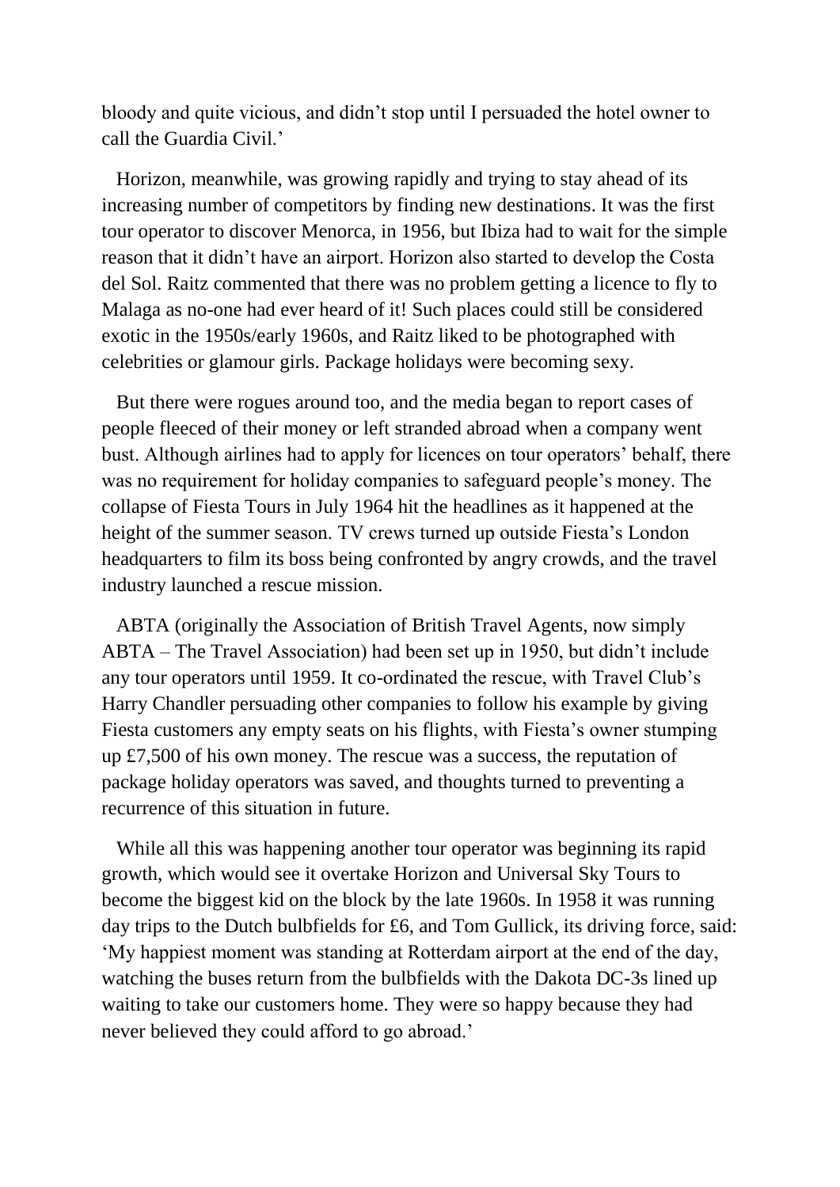bloody and quite vicious, and didn't stop until I persuaded the hotel owner to call the Guardia Civil.'

Horizon, meanwhile, was growing rapidly and trying to stay ahead of its increasing number of competitors by finding new destinations. It was the first tour operator to discover Menorca, in 1956, but Ibiza had to wait for the simple reason that it didn't have an airport. Horizon also started to develop the Costa del Sol. Raitz commented that there was no problem getting a licence to fly to Malaga as no-one had ever heard of it! Such places could still be considered exotic in the 1950s/early 1960s, and Raitz liked to be photographed with celebrities or glamour girls. Package holidays were becoming sexy.

But there were rogues around too, and the media began to report cases of people fleeced of their money or left stranded abroad when a company went bust. Although airlines had to apply for licences on tour operators' behalf, there was no requirement for holiday companies to safeguard people's money. The collapse of Fiesta Tours in July 1964 hit the headlines as it happened at the height of the summer season. TV crews turned up outside Fiesta's London headquarters to film its boss being confronted by angry crowds, and the travel industry launched a rescue mission.

ABTA (originally the Association of British Travel Agents, now simply ABTA – The Travel Association) had been set up in 1950, but didn't include any tour operators until 1959. It co-ordinated the rescue, with Travel Club's Harry Chandler persuading other companies to follow his example by giving Fiesta customers any empty seats on his flights, with Fiesta's owner stumping up £7,500 of his own money. The rescue was a success, the reputation of package holiday operators was saved, and thoughts turned to preventing a recurrence of this situation in future.

While all this was happening another tour operator was beginning its rapid growth, which would see it overtake Horizon and Universal Sky Tours to become the biggest kid on the block by the late 1960s. In 1958 it was running day trips to the Dutch bulbfields for £6, and Tom Gullick, its driving force, said: 'My happiest moment was standing at Rotterdam airport at the end of the day, watching the buses return from the bulbfields with the Dakota DC-3s lined up waiting to take our customers home. They were so happy because they had never believed they could afford to go abroad.'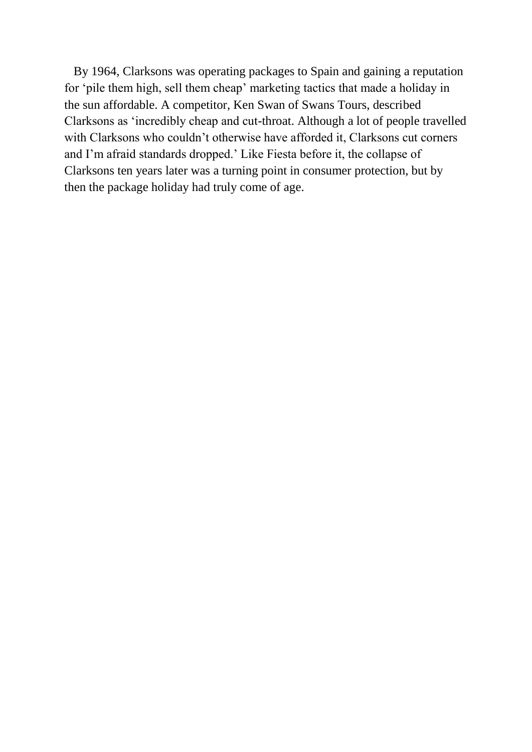By 1964, Clarksons was operating packages to Spain and gaining a reputation for 'pile them high, sell them cheap' marketing tactics that made a holiday in the sun affordable. A competitor, Ken Swan of Swans Tours, described Clarksons as 'incredibly cheap and cut-throat. Although a lot of people travelled with Clarksons who couldn't otherwise have afforded it, Clarksons cut corners and I'm afraid standards dropped.' Like Fiesta before it, the collapse of Clarksons ten years later was a turning point in consumer protection, but by then the package holiday had truly come of age.